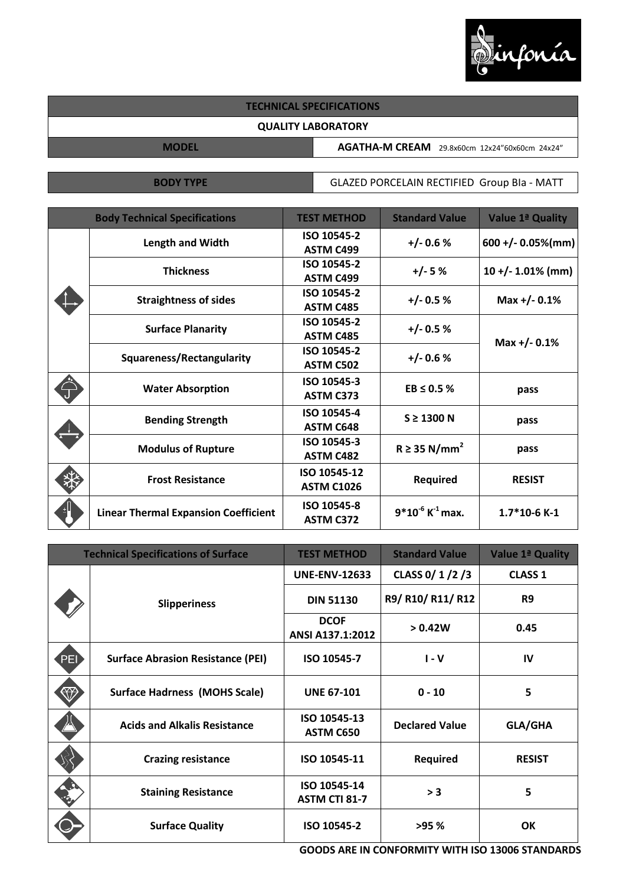Sinfonía

| TECHNICAL SPECIFICATIONS | |
|---|---|
| QUALITY LABORATORY | |
| MODEL | AGATHA-M CREAM 29.8x60cm 12x24"60x60cm 24x24" |

| BODY TYPE | GLAZED PORCELAIN RECTIFIED Group BIa - MATT |
|---|---|

| Body Technical Specifications | | TEST METHOD | Standard Value | Value 1ª Quality |
|---|---|---|---|---|
| | Length and Width | ISO 10545-2 ASTM C499 | +/- 0.6 % | 600 +/- 0.05%(mm) |
| | Thickness | ISO 10545-2 ASTM C499 | +/- 5 % | 10 +/- 1.01% (mm) |
| | Straightness of sides | ISO 10545-2 ASTM C485 | +/- 0.5 % | Max +/- 0.1% |
| | Surface Planarity | ISO 10545-2 ASTM C485 | +/- 0.5 % | Max +/- 0.1% |
| | Squareness/Rectangularity | ISO 10545-2 ASTM C502 | +/- 0.6 % | |
| | Water Absorption | ISO 10545-3 ASTM C373 | EB ≤ 0.5 % | pass |
| | Bending Strength | ISO 10545-4 ASTM C648 | S ≥ 1300 N | pass |
| | Modulus of Rupture | ISO 10545-3 ASTM C482 | R ≥ 35 $N/mm^2$ | pass |
| | Frost Resistance | ISO 10545-12 ASTM C1026 | Required | RESIST |
| | Linear Thermal Expansion Coefficient | ISO 10545-8 ASTM C372 | $9*10^{-6}$ $K^{-1}$ max. | 1.7*10-6 K-1 |

| Technical Specifications of Surface | | TEST METHOD | Standard Value | Value 1ª Quality |
|---|---|---|---|---|
| | Slipperiness | UNE-ENV-12633 | CLASS 0/ 1 /2 /3 | CLASS 1 |
| | | DIN 51130 | R9/ R10/ R11/ R12 | R9 |
| | | DCOF ANSI A137.1:2012 | > 0.42W | 0.45 |
| PEI | Surface Abrasion Resistance (PEI) | ISO 10545-7 | I - V | IV |
| | Surface Hadrness (MOHS Scale) | UNE 67-101 | 0 - 10 | 5 |
| | Acids and Alkalis Resistance | ISO 10545-13 ASTM C650 | Declared Value | GLA/GHA |
| | Crazing resistance | ISO 10545-11 | Required | RESIST |
| | Staining Resistance | ISO 10545-14 ASTM CTI 81-7 | > 3 | 5 |
| | Surface Quality | ISO 10545-2 | >95 % | OK |

**GOODS ARE IN CONFORMITY WITH ISO 13006 STANDARDS**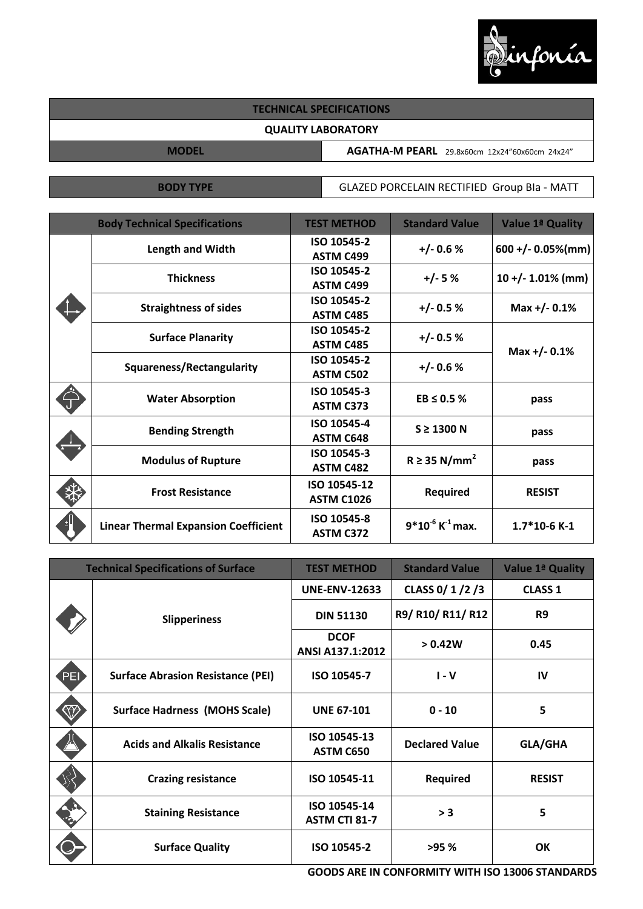| TECHNICAL SPECIFICATIONS | |
|---|---|
| QUALITY LABORATORY | |
| MODEL | AGATHA-M PEARL 29.8x60cm 12x24"60x60cm 24x24" |

| BODY TYPE | GLAZED PORCELAIN RECTIFIED Group BIa - MATT |
|---|---|

| Body Technical Specifications | | TEST METHOD | Standard Value | Value 1ª Quality |
|---|---|---|---|---|
| | Length and Width | ISO 10545-2 ASTM C499 | +/- 0.6 % | 600 +/- 0.05%(mm) |
| | Thickness | ISO 10545-2 ASTM C499 | +/- 5 % | 10 +/- 1.01% (mm) |
| | Straightness of sides | ISO 10545-2 ASTM C485 | +/- 0.5 % | Max +/- 0.1% |
| | Surface Planarity | ISO 10545-2 ASTM C485 | +/- 0.5 % | Max +/- 0.1% |
| | Squareness/Rectangularity | ISO 10545-2 ASTM C502 | +/- 0.6 % | |
| | Water Absorption | ISO 10545-3 ASTM C373 | EB ≤ 0.5 % | pass |
| | Bending Strength | ISO 10545-4 ASTM C648 | S ≥ 1300 N | pass |
| | Modulus of Rupture | ISO 10545-3 ASTM C482 | R ≥ 35 N/mm$^2$ | pass |
| | Frost Resistance | ISO 10545-12 ASTM C1026 | Required | RESIST |
| | Linear Thermal Expansion Coefficient | ISO 10545-8 ASTM C372 | $9*10^{-6}$ $K^{-1}$ max. | 1.7*10-6 K-1 |

| Technical Specifications of Surface | | TEST METHOD | Standard Value | Value 1ª Quality |
|---|---|---|---|---|
| | Slipperiness | UNE-ENV-12633 | CLASS 0/ 1 /2 /3 | CLASS 1 |
| | | DIN 51130 | R9/ R10/ R11/ R12 | R9 |
| | | DCOF ANSI A137.1:2012 | > 0.42W | 0.45 |
| PEI | Surface Abrasion Resistance (PEI) | ISO 10545-7 | I - V | IV |
| | Surface Hadrness (MOHS Scale) | UNE 67-101 | 0 - 10 | 5 |
| | Acids and Alkalis Resistance | ISO 10545-13 ASTM C650 | Declared Value | GLA/GHA |
| | Crazing resistance | ISO 10545-11 | Required | RESIST |
| | Staining Resistance | ISO 10545-14 ASTM CTI 81-7 | > 3 | 5 |
| | Surface Quality | ISO 10545-2 | >95 % | OK |

**GOODS ARE IN CONFORMITY WITH ISO 13006 STANDARDS**